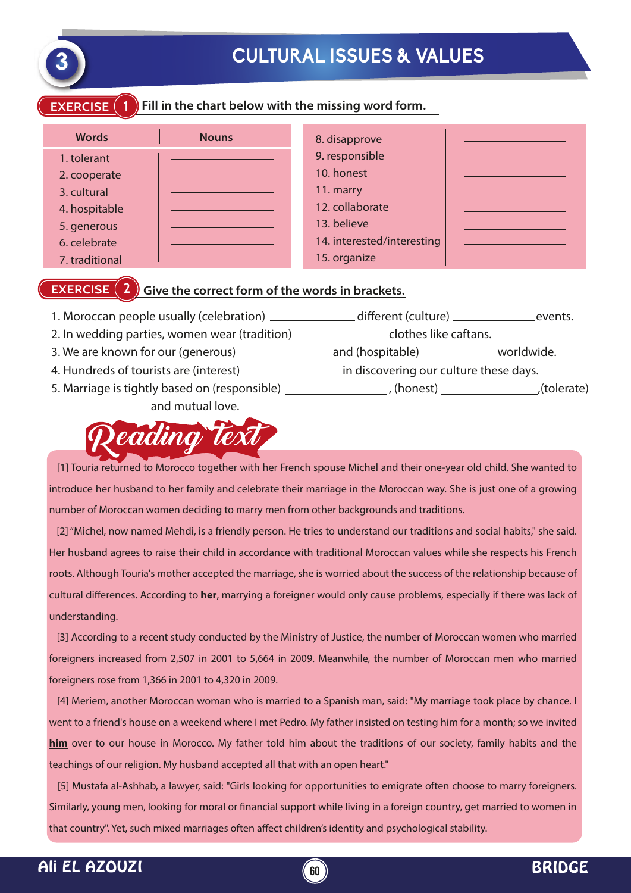# 3 CULTURAL ISSUES & VALUES

## EXERCISE 1 Fill in the chart below with the missing word form.

| Words | Nouns |
|---|---|
| 1. tolerant | ______________ |
| 2. cooperate | ______________ |
| 3. cultural | ______________ |
| 4. hospitable | ______________ |
| 5. generous | ______________ |
| 6. celebrate | ______________ |
| 7. traditional | ______________ |
| 8. disapprove | ______________ |
| 9. responsible | ______________ |
| 10. honest | ______________ |
| 11. marry | ______________ |
| 12. collaborate | ______________ |
| 13. believe | ______________ |
| 14. interested/interesting | ______________ |
| 15. organize | ______________ |

## EXERCISE 2 Give the correct form of the words in brackets.

1. Moroccan people usually (celebration) ______________ different (culture) ______________ events.
2. In wedding parties, women wear (tradition) ______________ clothes like caftans.
3. We are known for our (generous) ______________ and (hospitable) ______________ worldwide.
4. Hundreds of tourists are (interest) ______________ in discovering our culture these days.
5. Marriage is tightly based on (responsible) ______________ , (honest) ______________ ,(tolerate) ______________ and mutual love.

## Reading text

[1] Touria returned to Morocco together with her French spouse Michel and their one-year old child. She wanted to introduce her husband to her family and celebrate their marriage in the Moroccan way. She is just one of a growing number of Moroccan women deciding to marry men from other backgrounds and traditions.

[2] "Michel, now named Mehdi, is a friendly person. He tries to understand our traditions and social habits," she said. Her husband agrees to raise their child in accordance with traditional Moroccan values while she respects his French roots. Although Touria's mother accepted the marriage, she is worried about the success of the relationship because of cultural differences. According to **her**, marrying a foreigner would only cause problems, especially if there was lack of understanding.

[3] According to a recent study conducted by the Ministry of Justice, the number of Moroccan women who married foreigners increased from 2,507 in 2001 to 5,664 in 2009. Meanwhile, the number of Moroccan men who married foreigners rose from 1,366 in 2001 to 4,320 in 2009.

[4] Meriem, another Moroccan woman who is married to a Spanish man, said: "My marriage took place by chance. I went to a friend's house on a weekend where I met Pedro. My father insisted on testing him for a month; so we invited **him** over to our house in Morocco. My father told him about the traditions of our society, family habits and the teachings of our religion. My husband accepted all that with an open heart."

[5] Mustafa al-Ashhab, a lawyer, said: "Girls looking for opportunities to emigrate often choose to marry foreigners. Similarly, young men, looking for moral or financial support while living in a foreign country, get married to women in that country". Yet, such mixed marriages often affect children's identity and psychological stability.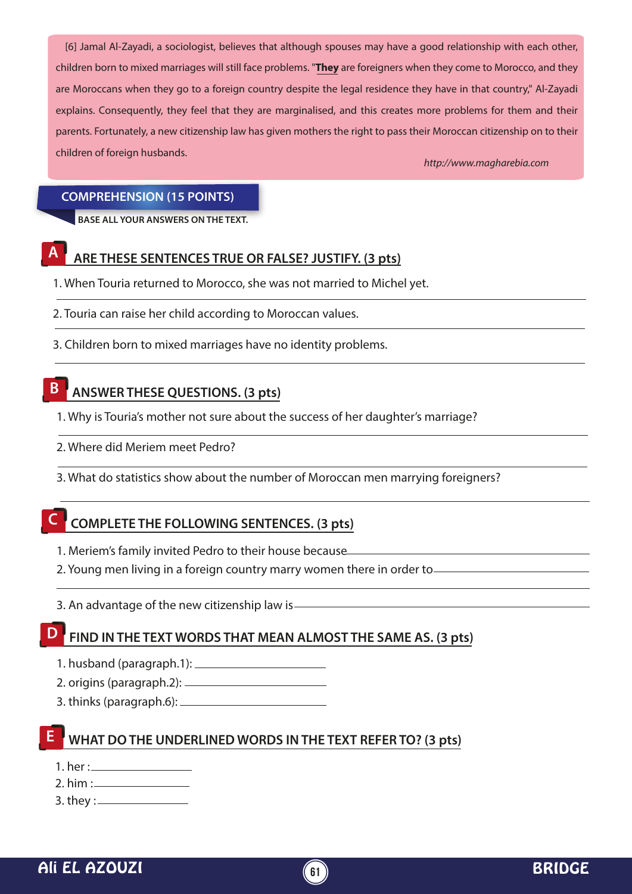[6] Jamal Al-Zayadi, a sociologist, believes that although spouses may have a good relationship with each other, children born to mixed marriages will still face problems. "**<u>They</u>** are foreigners when they come to Morocco, and they are Moroccans when they go to a foreign country despite the legal residence they have in that country," Al-Zayadi explains. Consequently, they feel that they are marginalised, and this creates more problems for them and their parents. Fortunately, a new citizenship law has given mothers the right to pass their Moroccan citizenship on to their children of foreign husbands.

*http://www.magharebia.com*

## COMPREHENSION (15 POINTS)

**BASE ALL YOUR ANSWERS ON THE TEXT.**

### A ARE THESE SENTENCES TRUE OR FALSE? JUSTIFY. (3 pts)

1. When Touria returned to Morocco, she was not married to Michel yet.
2. Touria can raise her child according to Moroccan values.
3. Children born to mixed marriages have no identity problems.

### B ANSWER THESE QUESTIONS. (3 pts)

1. Why is Touria's mother not sure about the success of her daughter's marriage?
2. Where did Meriem meet Pedro?
3. What do statistics show about the number of Moroccan men marrying foreigners?

### C COMPLETE THE FOLLOWING SENTENCES. (3 pts)

1. Meriem's family invited Pedro to their house because ____________________
2. Young men living in a foreign country marry women there in order to ____________________
3. An advantage of the new citizenship law is ____________________

### D FIND IN THE TEXT WORDS THAT MEAN ALMOST THE SAME AS. (3 pts)

1. husband (paragraph.1): ____________________
2. origins (paragraph.2): ____________________
3. thinks (paragraph.6): ____________________

### E WHAT DO THE UNDERLINED WORDS IN THE TEXT REFER TO? (3 pts)

1. her : ______________
2. him : ______________
3. they : ______________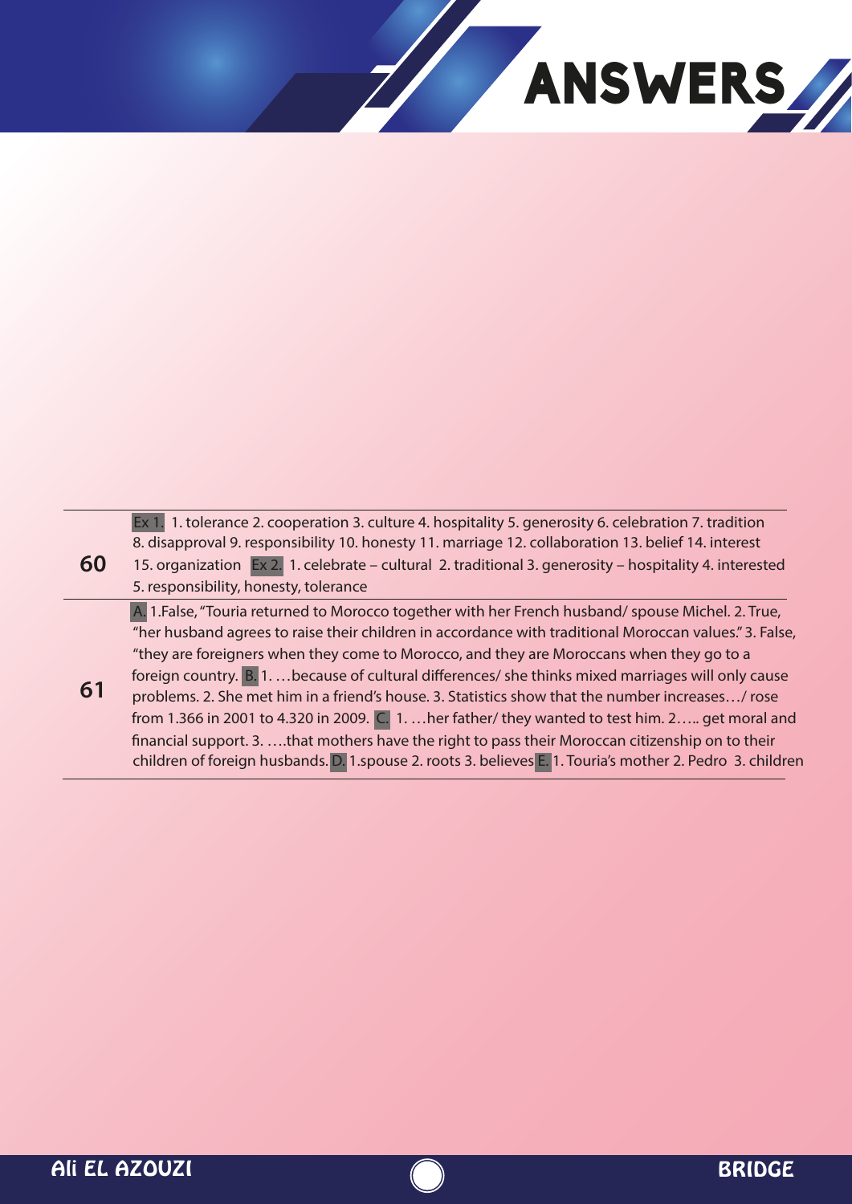# ANSWERS

| | |
|---|---|
| 60 | Ex 1. 1. tolerance 2. cooperation 3. culture 4. hospitality 5. generosity 6. celebration 7. tradition 8. disapproval 9. responsibility 10. honesty 11. marriage 12. collaboration 13. belief 14. interest 15. organization Ex 2. 1. celebrate – cultural 2. traditional 3. generosity – hospitality 4. interested 5. responsibility, honesty, tolerance |
| 61 | A. 1.False, "Touria returned to Morocco together with her French husband/ spouse Michel. 2. True, "her husband agrees to raise their children in accordance with traditional Moroccan values." 3. False, "they are foreigners when they come to Morocco, and they are Moroccans when they go to a foreign country. B. 1. …because of cultural differences/ she thinks mixed marriages will only cause problems. 2. She met him in a friend's house. 3. Statistics show that the number increases…/ rose from 1.366 in 2001 to 4.320 in 2009. C. 1. …her father/ they wanted to test him. 2….. get moral and financial support. 3. ….that mothers have the right to pass their Moroccan citizenship on to their children of foreign husbands. D. 1.spouse 2. roots 3. believes E. 1. Touria's mother 2. Pedro 3. children |